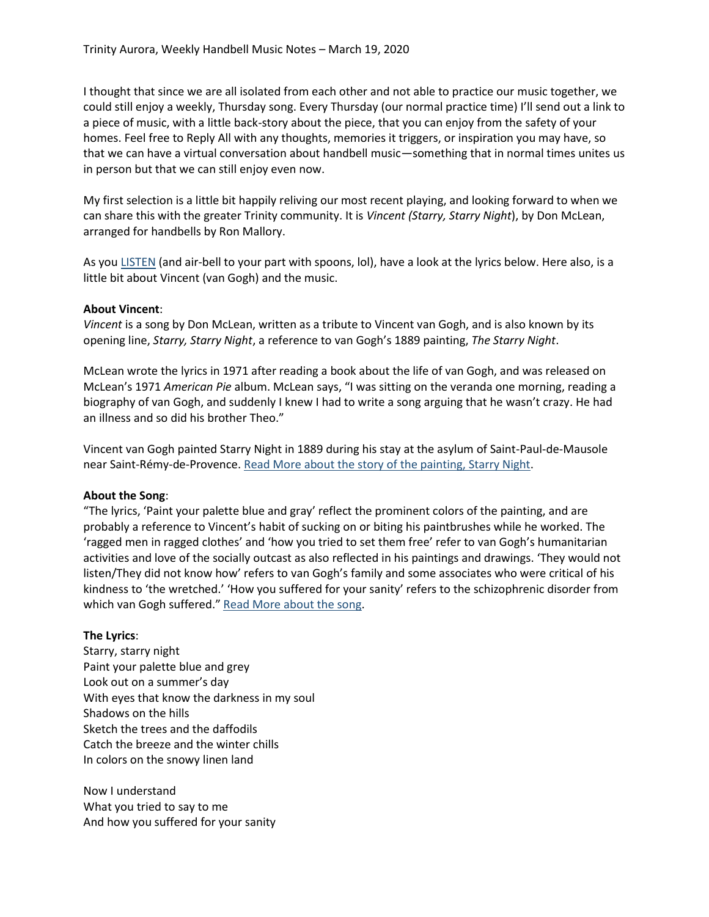Trinity Aurora, Weekly Handbell Music Notes – March 19, 2020

I thought that since we are all isolated from each other and not able to practice our music together, we could still enjoy a weekly, Thursday song. Every Thursday (our normal practice time) I'll send out a link to a piece of music, with a little back-story about the piece, that you can enjoy from the safety of your homes. Feel free to Reply All with any thoughts, memories it triggers, or inspiration you may have, so that we can have a virtual conversation about handbell music—something that in normal times unites us in person but that we can still enjoy even now.

My first selection is a little bit happily reliving our most recent playing, and looking forward to when we can share this with the greater Trinity community. It is *Vincent (Starry, Starry Night*), by Don McLean, arranged for handbells by Ron Mallory.

As you LISTEN (and air-bell to your part with spoons, lol), have a look at the lyrics below. Here also, is a little bit about Vincent (van Gogh) and the music.

**About Vincent**:
*Vincent* is a song by Don McLean, written as a tribute to Vincent van Gogh, and is also known by its opening line, *Starry, Starry Night*, a reference to van Gogh's 1889 painting, *The Starry Night*.

McLean wrote the lyrics in 1971 after reading a book about the life of van Gogh, and was released on McLean's 1971 *American Pie* album. McLean says, "I was sitting on the veranda one morning, reading a biography of van Gogh, and suddenly I knew I had to write a song arguing that he wasn't crazy. He had an illness and so did his brother Theo."

Vincent van Gogh painted Starry Night in 1889 during his stay at the asylum of Saint-Paul-de-Mausole near Saint-Rémy-de-Provence. Read More about the story of the painting, Starry Night.

**About the Song**:
"The lyrics, 'Paint your palette blue and gray' reflect the prominent colors of the painting, and are probably a reference to Vincent's habit of sucking on or biting his paintbrushes while he worked. The 'ragged men in ragged clothes' and 'how you tried to set them free' refer to van Gogh's humanitarian activities and love of the socially outcast as also reflected in his paintings and drawings. 'They would not listen/They did not know how' refers to van Gogh's family and some associates who were critical of his kindness to 'the wretched.' 'How you suffered for your sanity' refers to the schizophrenic disorder from which van Gogh suffered." Read More about the song.

**The Lyrics**:
Starry, starry night
Paint your palette blue and grey
Look out on a summer's day
With eyes that know the darkness in my soul
Shadows on the hills
Sketch the trees and the daffodils
Catch the breeze and the winter chills
In colors on the snowy linen land

Now I understand
What you tried to say to me
And how you suffered for your sanity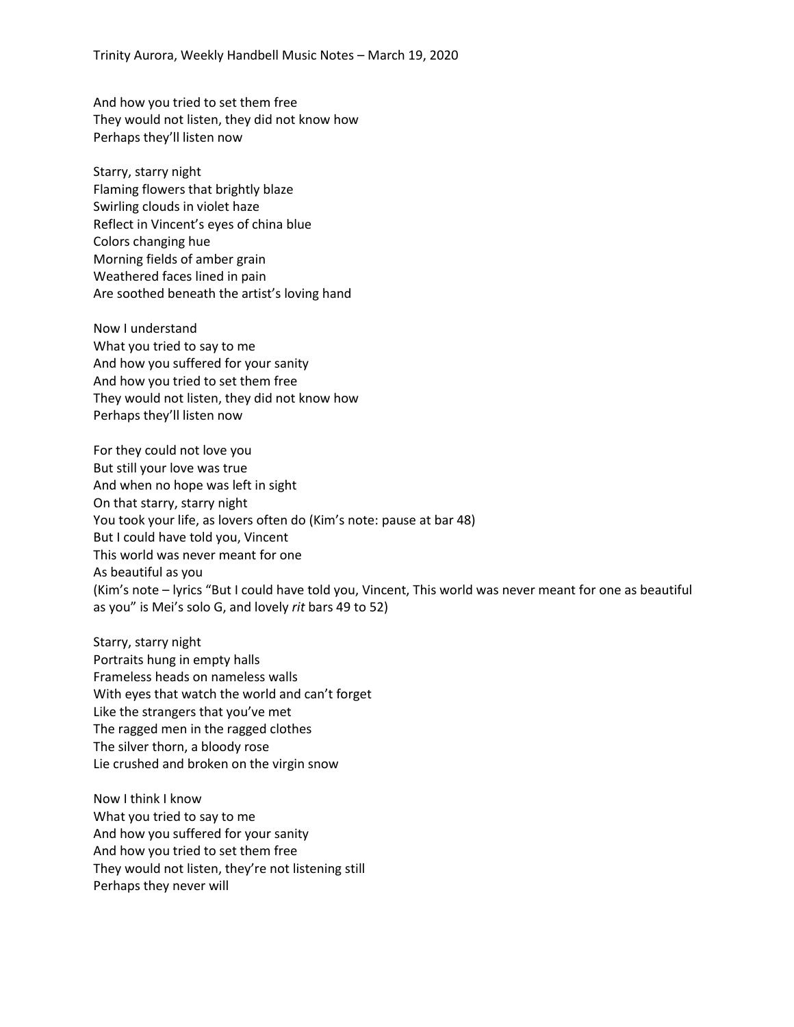And how you tried to set them free
They would not listen, they did not know how
Perhaps they'll listen now

Starry, starry night
Flaming flowers that brightly blaze
Swirling clouds in violet haze
Reflect in Vincent's eyes of china blue
Colors changing hue
Morning fields of amber grain
Weathered faces lined in pain
Are soothed beneath the artist's loving hand

Now I understand
What you tried to say to me
And how you suffered for your sanity
And how you tried to set them free
They would not listen, they did not know how
Perhaps they'll listen now

For they could not love you
But still your love was true
And when no hope was left in sight
On that starry, starry night
You took your life, as lovers often do (Kim's note: pause at bar 48)
But I could have told you, Vincent
This world was never meant for one
As beautiful as you
(Kim's note – lyrics "But I could have told you, Vincent, This world was never meant for one as beautiful as you" is Mei's solo G, and lovely *rit* bars 49 to 52)

Starry, starry night
Portraits hung in empty halls
Frameless heads on nameless walls
With eyes that watch the world and can't forget
Like the strangers that you've met
The ragged men in the ragged clothes
The silver thorn, a bloody rose
Lie crushed and broken on the virgin snow

Now I think I know
What you tried to say to me
And how you suffered for your sanity
And how you tried to set them free
They would not listen, they're not listening still
Perhaps they never will